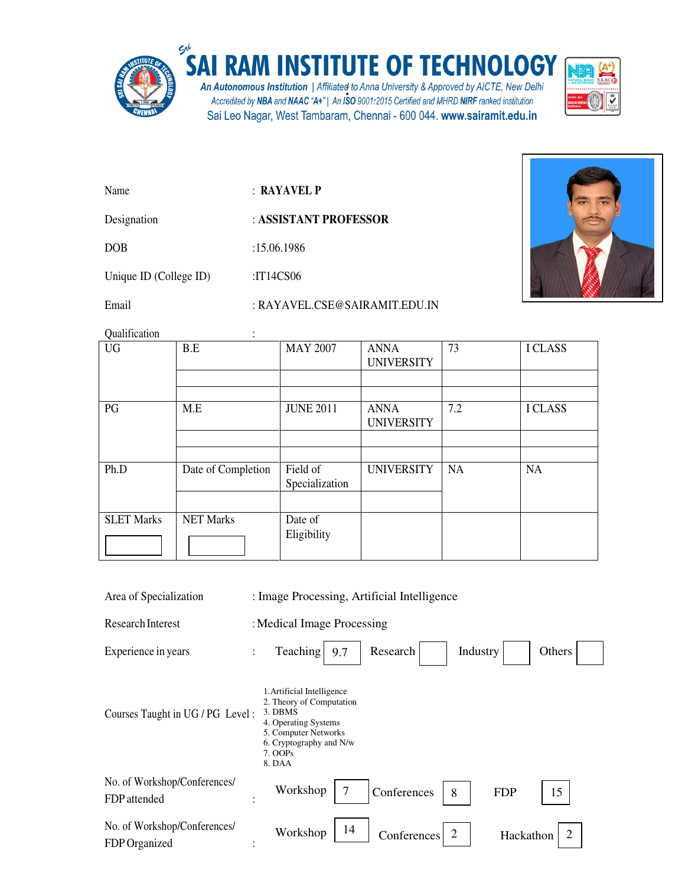# SAI RAM INSTITUTE OF TECHNOLOGY

*An Autonomous Institution* | Affiliated to Anna University & Approved by AICTE, New Delhi
Accredited by **NBA** and **NAAC "A+"** | An ISO 9001:2015 Certified and MHRD **NIRF** ranked institution
Sai Leo Nagar, West Tambaram, Chennai - 600 044. **www.sairamit.edu.in**

Name : **RAYAVEL P**

Designation : **ASSISTANT PROFESSOR**

DOB :15.06.1986

Unique ID (College ID) :IT14CS06

Email : RAYAVEL.CSE@SAIRAMIT.EDU.IN

Qualification :

| | | | | | |
|---|---|---|---|---|---|
| UG | B.E | MAY 2007 | ANNA UNIVERSITY | 73 | I CLASS |
| | | | | | |
| | | | | | |
| PG | M.E | JUNE 2011 | ANNA UNIVERSITY | 7.2 | I CLASS |
| | | | | | |
| | | | | | |
| Ph.D | Date of Completion | Field of Specialization | UNIVERSITY | NA | NA |
| | | | | | |
| SLET Marks | NET Marks | Date of Eligibility | | | |

Area of Specialization : Image Processing, Artificial Intelligence

Research Interest : Medical Image Processing

Experience in years : Teaching 9.7 | Research | Industry | Others

Courses Taught in UG / PG Level :
1. Artificial Intelligence
2. Theory of Computation
3. DBMS
4. Operating Systems
5. Computer Networks
6. Cryptography and N/w
7. OOPs
8. DAA

No. of Workshop/Conferences/ FDP attended : Workshop 7 | Conferences 8 | FDP 15

No. of Workshop/Conferences/ FDP Organized : Workshop 14 | Conferences 2 | Hackathon 2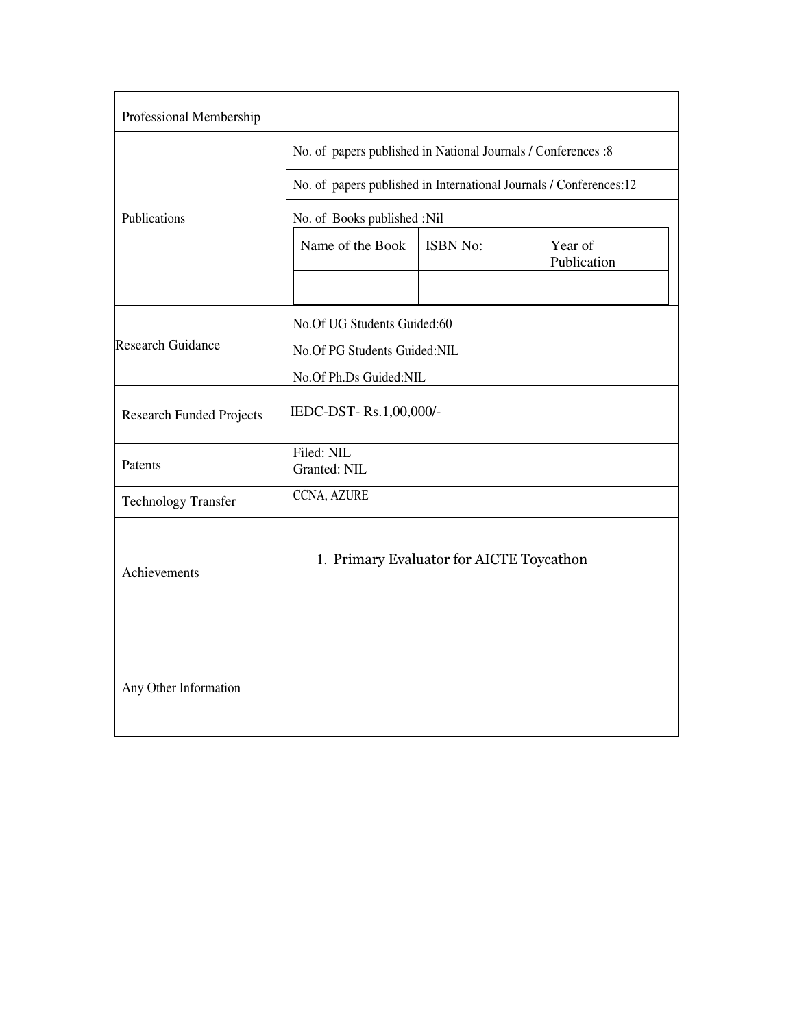| | |
|---|---|
| Professional Membership | |
| Publications | No. of papers published in National Journals / Conferences :8<br>No. of papers published in International Journals / Conferences:12<br>No. of Books published :Nil |
| Research Guidance | No.Of UG Students Guided:60<br>No.Of PG Students Guided:NIL<br>No.Of Ph.Ds Guided:NIL |
| Research Funded Projects | IEDC-DST- Rs.1,00,000/- |
| Patents | Filed: NIL<br>Granted: NIL |
| Technology Transfer | CCNA, AZURE |
| Achievements | 1. Primary Evaluator for AICTE Toycathon |
| Any Other Information | |

| Name of the Book | ISBN No: | Year of Publication |
|---|---|---|
| | | |